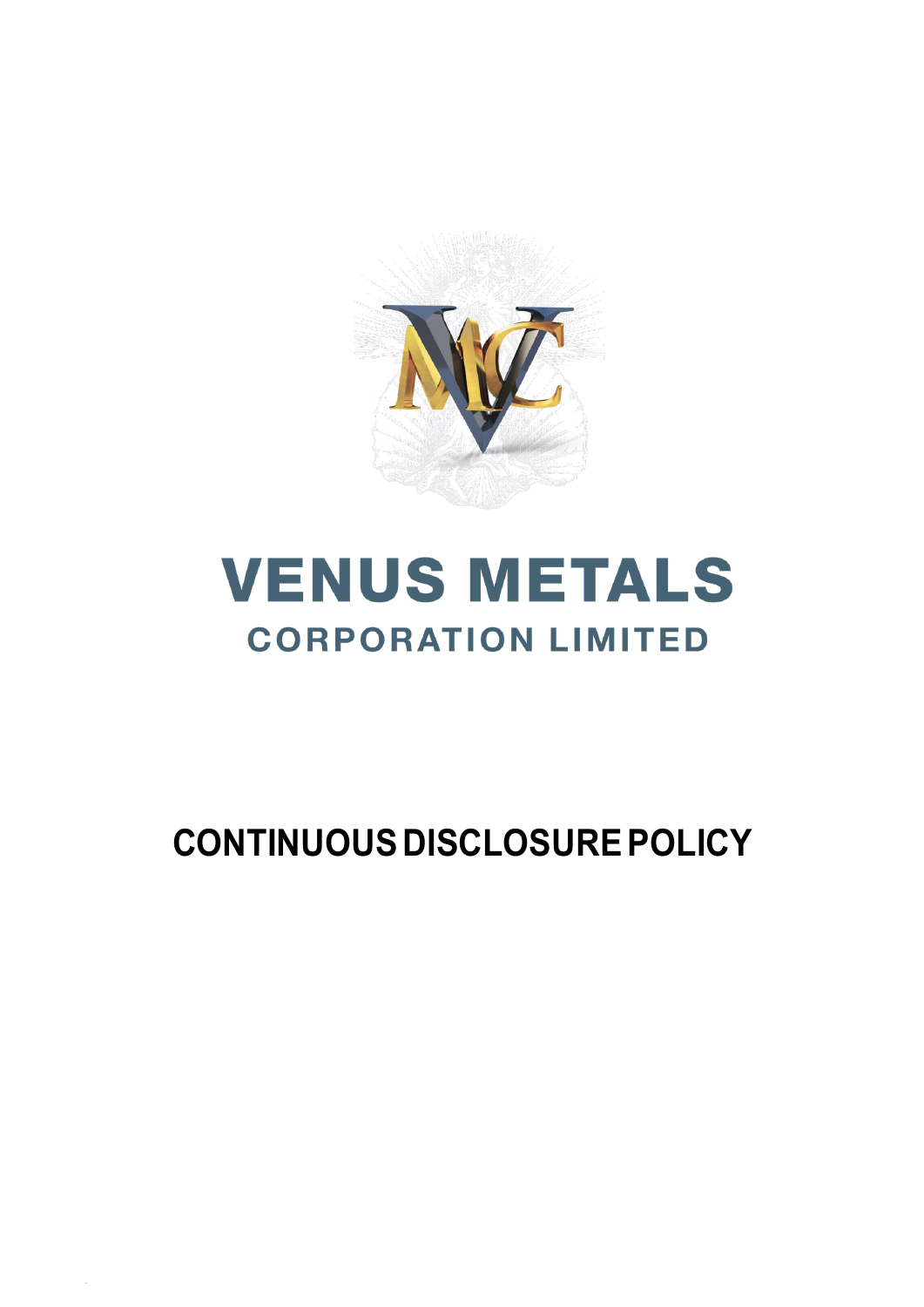# VENUS METALS

## CORPORATION LIMITED

# CONTINUOUS DISCLOSURE POLICY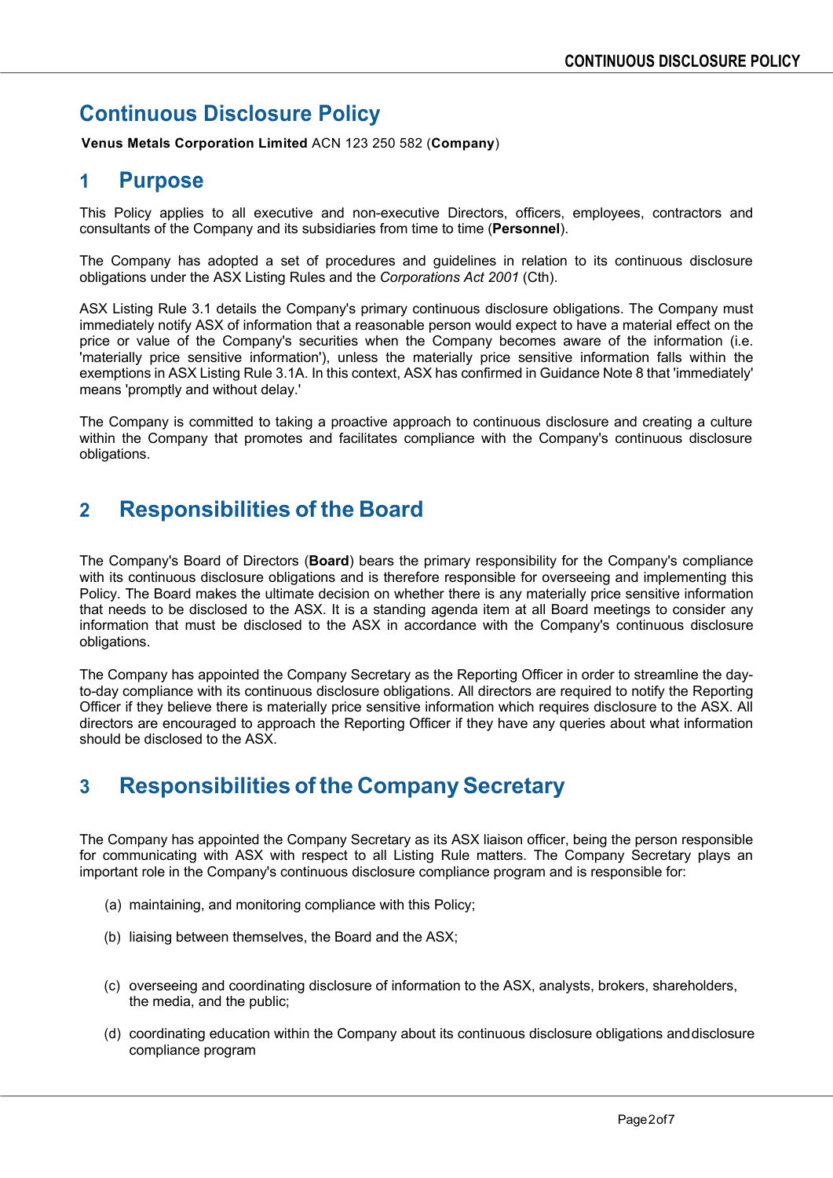# Continuous Disclosure Policy

**Venus Metals Corporation Limited** ACN 123 250 582 (**Company**)

## 1 Purpose

This Policy applies to all executive and non-executive Directors, officers, employees, contractors and consultants of the Company and its subsidiaries from time to time (**Personnel**).

The Company has adopted a set of procedures and guidelines in relation to its continuous disclosure obligations under the ASX Listing Rules and the *Corporations Act 2001* (Cth).

ASX Listing Rule 3.1 details the Company's primary continuous disclosure obligations. The Company must immediately notify ASX of information that a reasonable person would expect to have a material effect on the price or value of the Company's securities when the Company becomes aware of the information (i.e. 'materially price sensitive information'), unless the materially price sensitive information falls within the exemptions in ASX Listing Rule 3.1A. In this context, ASX has confirmed in Guidance Note 8 that 'immediately' means 'promptly and without delay.'

The Company is committed to taking a proactive approach to continuous disclosure and creating a culture within the Company that promotes and facilitates compliance with the Company's continuous disclosure obligations.

## 2 Responsibilities of the Board

The Company's Board of Directors (**Board**) bears the primary responsibility for the Company's compliance with its continuous disclosure obligations and is therefore responsible for overseeing and implementing this Policy. The Board makes the ultimate decision on whether there is any materially price sensitive information that needs to be disclosed to the ASX. It is a standing agenda item at all Board meetings to consider any information that must be disclosed to the ASX in accordance with the Company's continuous disclosure obligations.

The Company has appointed the Company Secretary as the Reporting Officer in order to streamline the day-to-day compliance with its continuous disclosure obligations. All directors are required to notify the Reporting Officer if they believe there is materially price sensitive information which requires disclosure to the ASX. All directors are encouraged to approach the Reporting Officer if they have any queries about what information should be disclosed to the ASX.

## 3 Responsibilities of the Company Secretary

The Company has appointed the Company Secretary as its ASX liaison officer, being the person responsible for communicating with ASX with respect to all Listing Rule matters. The Company Secretary plays an important role in the Company's continuous disclosure compliance program and is responsible for:

(a) maintaining, and monitoring compliance with this Policy;

(b) liaising between themselves, the Board and the ASX;

(c) overseeing and coordinating disclosure of information to the ASX, analysts, brokers, shareholders, the media, and the public;

(d) coordinating education within the Company about its continuous disclosure obligations and disclosure compliance program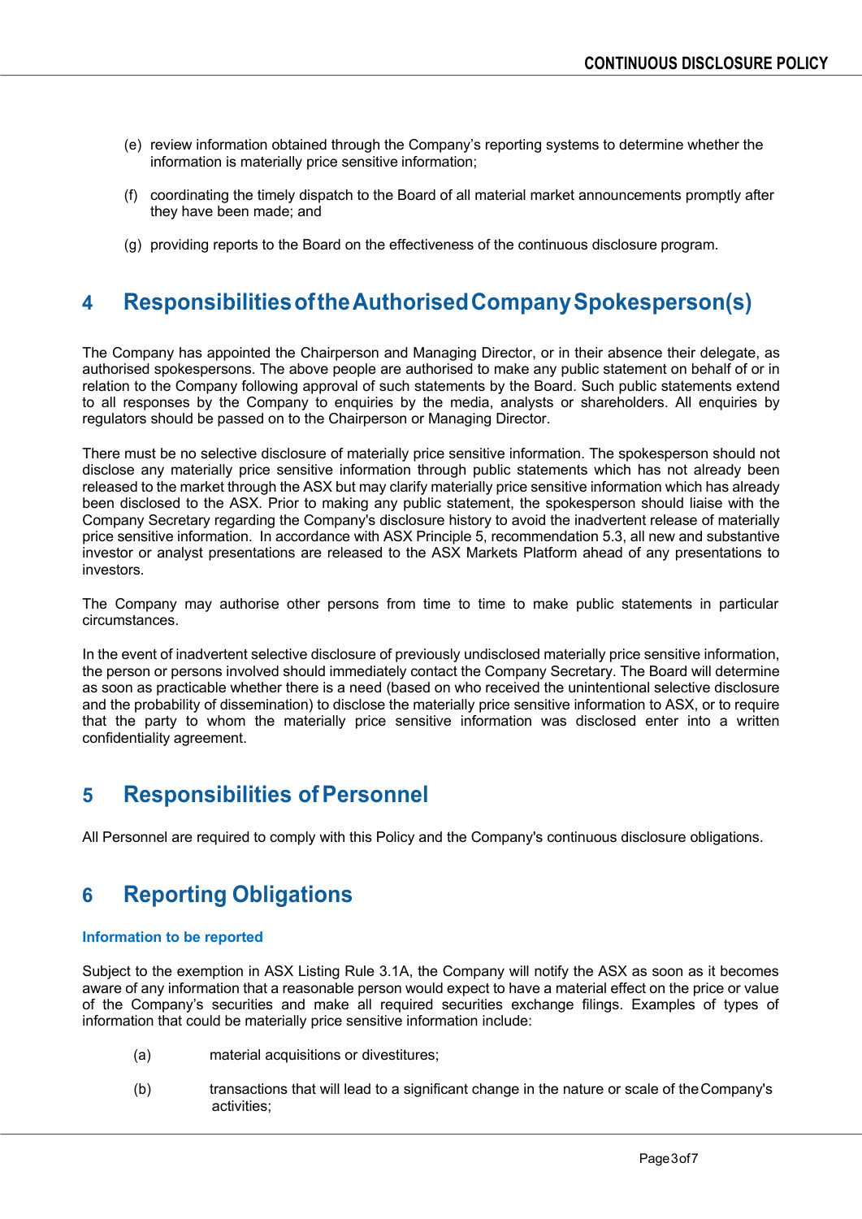(e) review information obtained through the Company's reporting systems to determine whether the information is materially price sensitive information;

(f) coordinating the timely dispatch to the Board of all material market announcements promptly after they have been made; and

(g) providing reports to the Board on the effectiveness of the continuous disclosure program.

## 4 Responsibilities of the Authorised Company Spokesperson(s)

The Company has appointed the Chairperson and Managing Director, or in their absence their delegate, as authorised spokespersons. The above people are authorised to make any public statement on behalf of or in relation to the Company following approval of such statements by the Board. Such public statements extend to all responses by the Company to enquiries by the media, analysts or shareholders. All enquiries by regulators should be passed on to the Chairperson or Managing Director.

There must be no selective disclosure of materially price sensitive information. The spokesperson should not disclose any materially price sensitive information through public statements which has not already been released to the market through the ASX but may clarify materially price sensitive information which has already been disclosed to the ASX. Prior to making any public statement, the spokesperson should liaise with the Company Secretary regarding the Company's disclosure history to avoid the inadvertent release of materially price sensitive information. In accordance with ASX Principle 5, recommendation 5.3, all new and substantive investor or analyst presentations are released to the ASX Markets Platform ahead of any presentations to investors.

The Company may authorise other persons from time to time to make public statements in particular circumstances.

In the event of inadvertent selective disclosure of previously undisclosed materially price sensitive information, the person or persons involved should immediately contact the Company Secretary. The Board will determine as soon as practicable whether there is a need (based on who received the unintentional selective disclosure and the probability of dissemination) to disclose the materially price sensitive information to ASX, or to require that the party to whom the materially price sensitive information was disclosed enter into a written confidentiality agreement.

## 5 Responsibilities of Personnel

All Personnel are required to comply with this Policy and the Company's continuous disclosure obligations.

## 6 Reporting Obligations

### Information to be reported

Subject to the exemption in ASX Listing Rule 3.1A, the Company will notify the ASX as soon as it becomes aware of any information that a reasonable person would expect to have a material effect on the price or value of the Company's securities and make all required securities exchange filings. Examples of types of information that could be materially price sensitive information include:

(a) material acquisitions or divestitures;

(b) transactions that will lead to a significant change in the nature or scale of the Company's activities;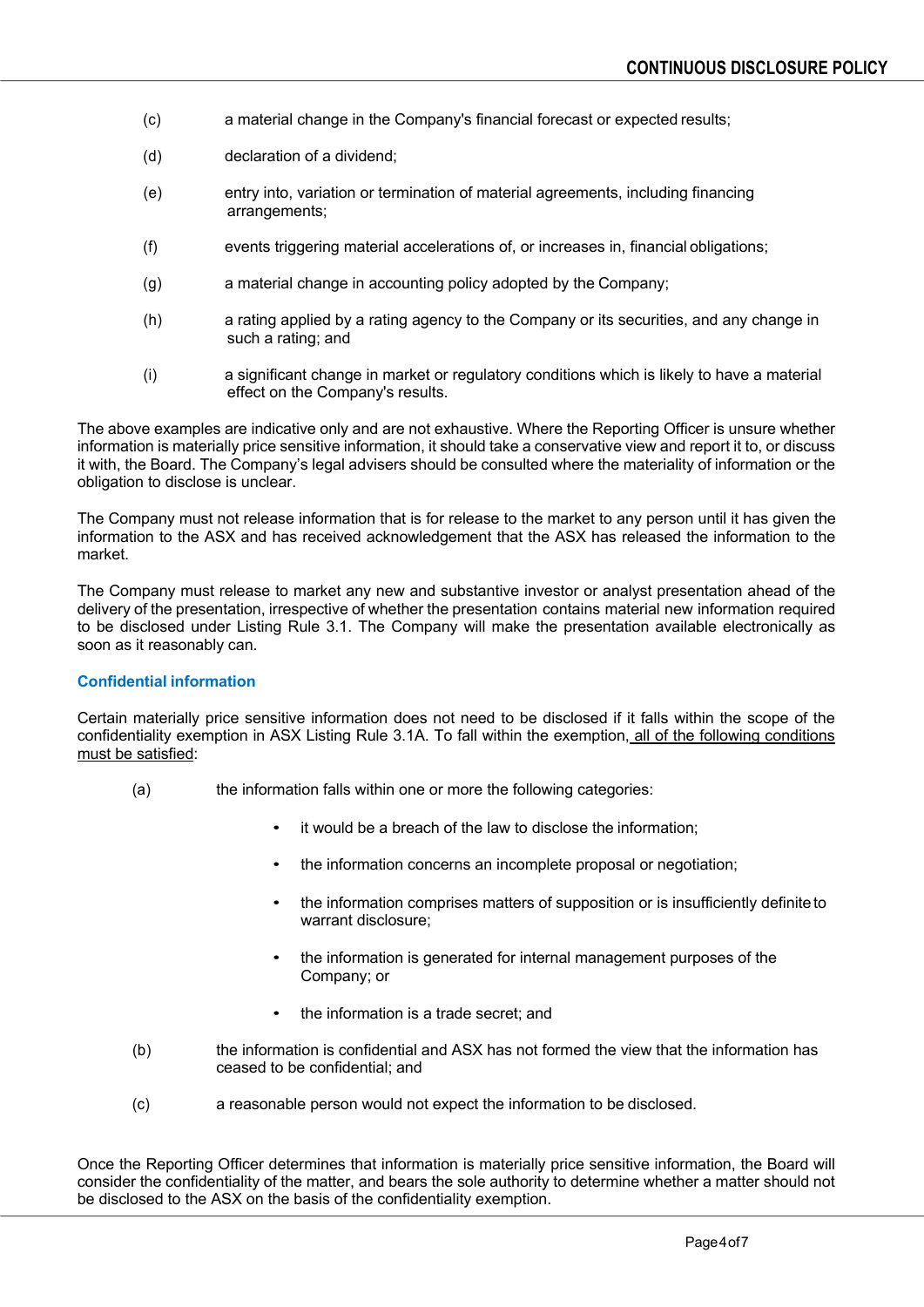(c) a material change in the Company's financial forecast or expected results;

(d) declaration of a dividend;

(e) entry into, variation or termination of material agreements, including financing arrangements;

(f) events triggering material accelerations of, or increases in, financial obligations;

(g) a material change in accounting policy adopted by the Company;

(h) a rating applied by a rating agency to the Company or its securities, and any change in such a rating; and

(i) a significant change in market or regulatory conditions which is likely to have a material effect on the Company's results.

The above examples are indicative only and are not exhaustive. Where the Reporting Officer is unsure whether information is materially price sensitive information, it should take a conservative view and report it to, or discuss it with, the Board. The Company's legal advisers should be consulted where the materiality of information or the obligation to disclose is unclear.

The Company must not release information that is for release to the market to any person until it has given the information to the ASX and has received acknowledgement that the ASX has released the information to the market.

The Company must release to market any new and substantive investor or analyst presentation ahead of the delivery of the presentation, irrespective of whether the presentation contains material new information required to be disclosed under Listing Rule 3.1. The Company will make the presentation available electronically as soon as it reasonably can.

### Confidential information

Certain materially price sensitive information does not need to be disclosed if it falls within the scope of the confidentiality exemption in ASX Listing Rule 3.1A. To fall within the exemption, <u>all of the following conditions must be satisfied</u>:

(a) the information falls within one or more the following categories:

- it would be a breach of the law to disclose the information;
- the information concerns an incomplete proposal or negotiation;
- the information comprises matters of supposition or is insufficiently definite to warrant disclosure;
- the information is generated for internal management purposes of the Company; or
- the information is a trade secret; and

(b) the information is confidential and ASX has not formed the view that the information has ceased to be confidential; and

(c) a reasonable person would not expect the information to be disclosed.

Once the Reporting Officer determines that information is materially price sensitive information, the Board will consider the confidentiality of the matter, and bears the sole authority to determine whether a matter should not be disclosed to the ASX on the basis of the confidentiality exemption.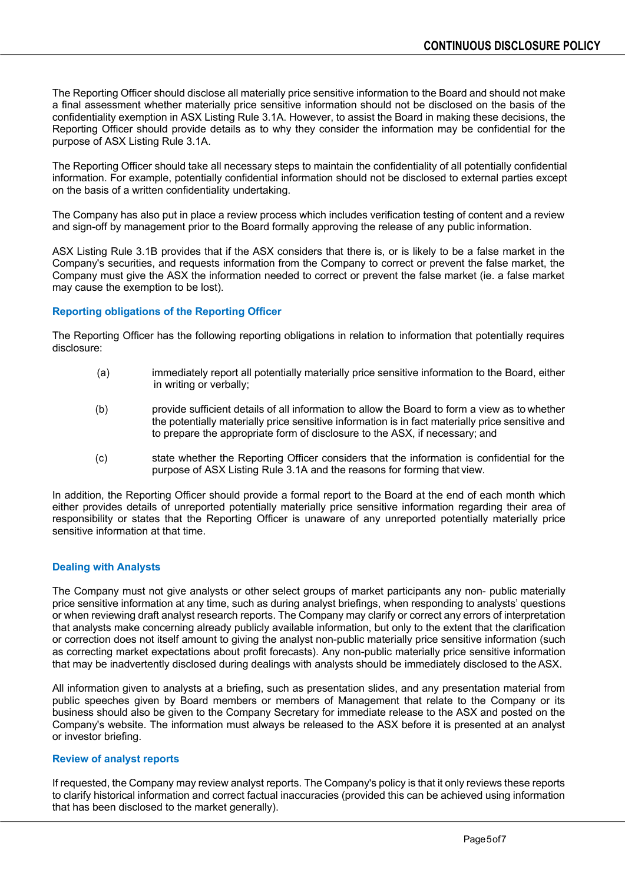The Reporting Officer should disclose all materially price sensitive information to the Board and should not make a final assessment whether materially price sensitive information should not be disclosed on the basis of the confidentiality exemption in ASX Listing Rule 3.1A. However, to assist the Board in making these decisions, the Reporting Officer should provide details as to why they consider the information may be confidential for the purpose of ASX Listing Rule 3.1A.

The Reporting Officer should take all necessary steps to maintain the confidentiality of all potentially confidential information. For example, potentially confidential information should not be disclosed to external parties except on the basis of a written confidentiality undertaking.

The Company has also put in place a review process which includes verification testing of content and a review and sign-off by management prior to the Board formally approving the release of any public information.

ASX Listing Rule 3.1B provides that if the ASX considers that there is, or is likely to be a false market in the Company's securities, and requests information from the Company to correct or prevent the false market, the Company must give the ASX the information needed to correct or prevent the false market (ie. a false market may cause the exemption to be lost).

### Reporting obligations of the Reporting Officer

The Reporting Officer has the following reporting obligations in relation to information that potentially requires disclosure:

(a) immediately report all potentially materially price sensitive information to the Board, either in writing or verbally;

(b) provide sufficient details of all information to allow the Board to form a view as to whether the potentially materially price sensitive information is in fact materially price sensitive and to prepare the appropriate form of disclosure to the ASX, if necessary; and

(c) state whether the Reporting Officer considers that the information is confidential for the purpose of ASX Listing Rule 3.1A and the reasons for forming that view.

In addition, the Reporting Officer should provide a formal report to the Board at the end of each month which either provides details of unreported potentially materially price sensitive information regarding their area of responsibility or states that the Reporting Officer is unaware of any unreported potentially materially price sensitive information at that time.

### Dealing with Analysts

The Company must not give analysts or other select groups of market participants any non- public materially price sensitive information at any time, such as during analyst briefings, when responding to analysts' questions or when reviewing draft analyst research reports. The Company may clarify or correct any errors of interpretation that analysts make concerning already publicly available information, but only to the extent that the clarification or correction does not itself amount to giving the analyst non-public materially price sensitive information (such as correcting market expectations about profit forecasts). Any non-public materially price sensitive information that may be inadvertently disclosed during dealings with analysts should be immediately disclosed to the ASX.

All information given to analysts at a briefing, such as presentation slides, and any presentation material from public speeches given by Board members or members of Management that relate to the Company or its business should also be given to the Company Secretary for immediate release to the ASX and posted on the Company's website. The information must always be released to the ASX before it is presented at an analyst or investor briefing.

### Review of analyst reports

If requested, the Company may review analyst reports. The Company's policy is that it only reviews these reports to clarify historical information and correct factual inaccuracies (provided this can be achieved using information that has been disclosed to the market generally).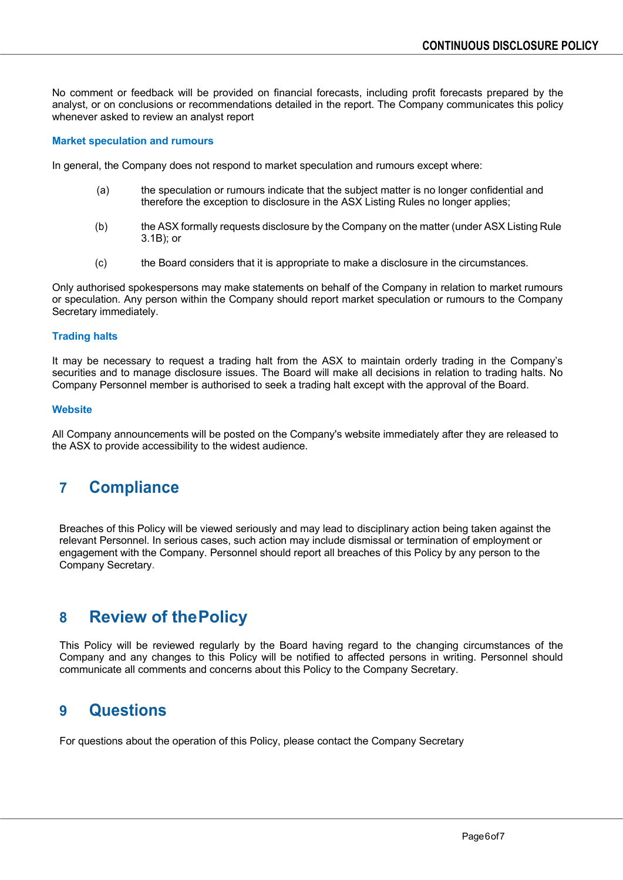No comment or feedback will be provided on financial forecasts, including profit forecasts prepared by the analyst, or on conclusions or recommendations detailed in the report. The Company communicates this policy whenever asked to review an analyst report

### Market speculation and rumours

In general, the Company does not respond to market speculation and rumours except where:

(a) the speculation or rumours indicate that the subject matter is no longer confidential and therefore the exception to disclosure in the ASX Listing Rules no longer applies;

(b) the ASX formally requests disclosure by the Company on the matter (under ASX Listing Rule 3.1B); or

(c) the Board considers that it is appropriate to make a disclosure in the circumstances.

Only authorised spokespersons may make statements on behalf of the Company in relation to market rumours or speculation. Any person within the Company should report market speculation or rumours to the Company Secretary immediately.

### Trading halts

It may be necessary to request a trading halt from the ASX to maintain orderly trading in the Company's securities and to manage disclosure issues. The Board will make all decisions in relation to trading halts. No Company Personnel member is authorised to seek a trading halt except with the approval of the Board.

### Website

All Company announcements will be posted on the Company's website immediately after they are released to the ASX to provide accessibility to the widest audience.

## 7 Compliance

Breaches of this Policy will be viewed seriously and may lead to disciplinary action being taken against the relevant Personnel. In serious cases, such action may include dismissal or termination of employment or engagement with the Company. Personnel should report all breaches of this Policy by any person to the Company Secretary.

## 8 Review of the Policy

This Policy will be reviewed regularly by the Board having regard to the changing circumstances of the Company and any changes to this Policy will be notified to affected persons in writing. Personnel should communicate all comments and concerns about this Policy to the Company Secretary.

## 9 Questions

For questions about the operation of this Policy, please contact the Company Secretary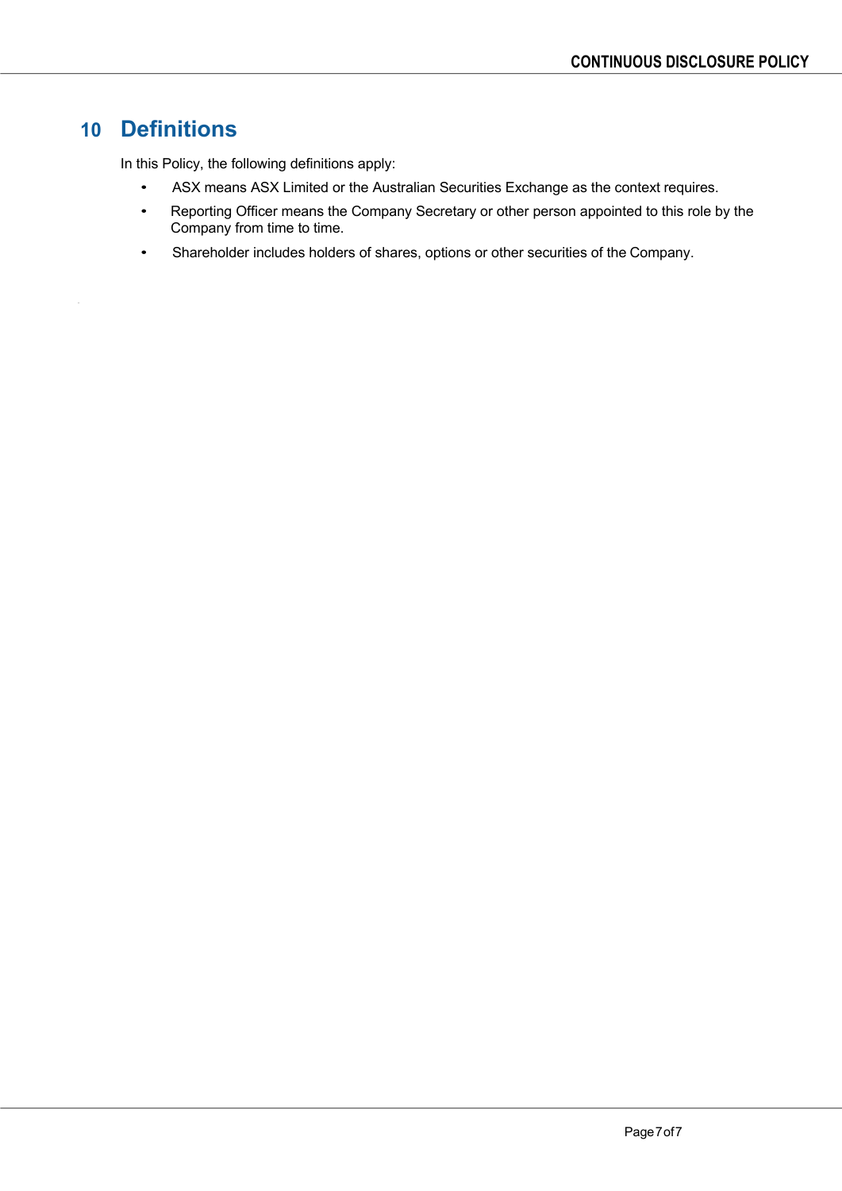## 10 Definitions

In this Policy, the following definitions apply:

- ASX means ASX Limited or the Australian Securities Exchange as the context requires.
- Reporting Officer means the Company Secretary or other person appointed to this role by the Company from time to time.
- Shareholder includes holders of shares, options or other securities of the Company.